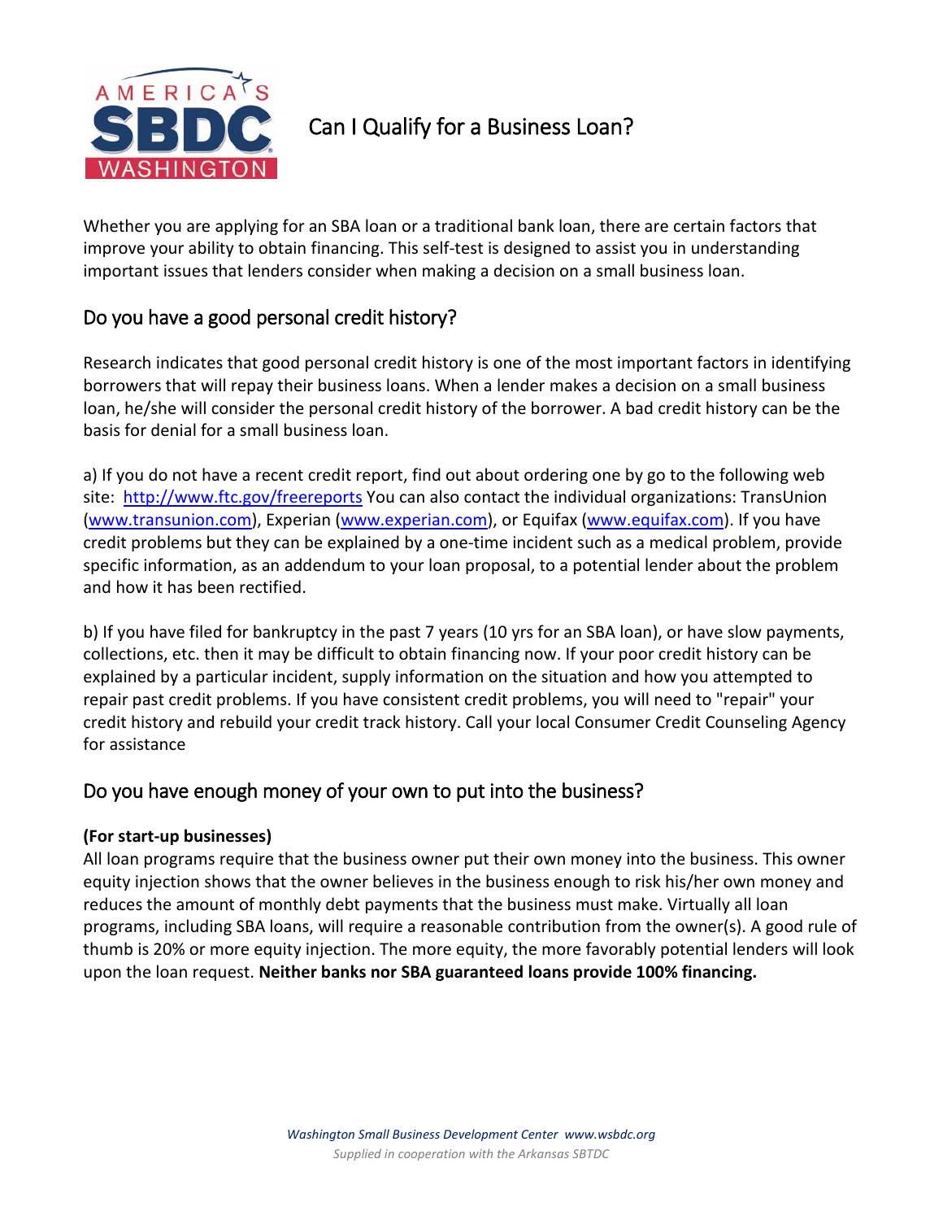# Can I Qualify for a Business Loan?

Whether you are applying for an SBA loan or a traditional bank loan, there are certain factors that improve your ability to obtain financing. This self-test is designed to assist you in understanding important issues that lenders consider when making a decision on a small business loan.

## Do you have a good personal credit history?

Research indicates that good personal credit history is one of the most important factors in identifying borrowers that will repay their business loans. When a lender makes a decision on a small business loan, he/she will consider the personal credit history of the borrower. A bad credit history can be the basis for denial for a small business loan.

a) If you do not have a recent credit report, find out about ordering one by go to the following web site: http://www.ftc.gov/freereports You can also contact the individual organizations: TransUnion (www.transunion.com), Experian (www.experian.com), or Equifax (www.equifax.com). If you have credit problems but they can be explained by a one-time incident such as a medical problem, provide specific information, as an addendum to your loan proposal, to a potential lender about the problem and how it has been rectified.

b) If you have filed for bankruptcy in the past 7 years (10 yrs for an SBA loan), or have slow payments, collections, etc. then it may be difficult to obtain financing now. If your poor credit history can be explained by a particular incident, supply information on the situation and how you attempted to repair past credit problems. If you have consistent credit problems, you will need to "repair" your credit history and rebuild your credit track history. Call your local Consumer Credit Counseling Agency for assistance

## Do you have enough money of your own to put into the business?

**(For start-up businesses)**
All loan programs require that the business owner put their own money into the business. This owner equity injection shows that the owner believes in the business enough to risk his/her own money and reduces the amount of monthly debt payments that the business must make. Virtually all loan programs, including SBA loans, will require a reasonable contribution from the owner(s). A good rule of thumb is 20% or more equity injection. The more equity, the more favorably potential lenders will look upon the loan request. **Neither banks nor SBA guaranteed loans provide 100% financing.**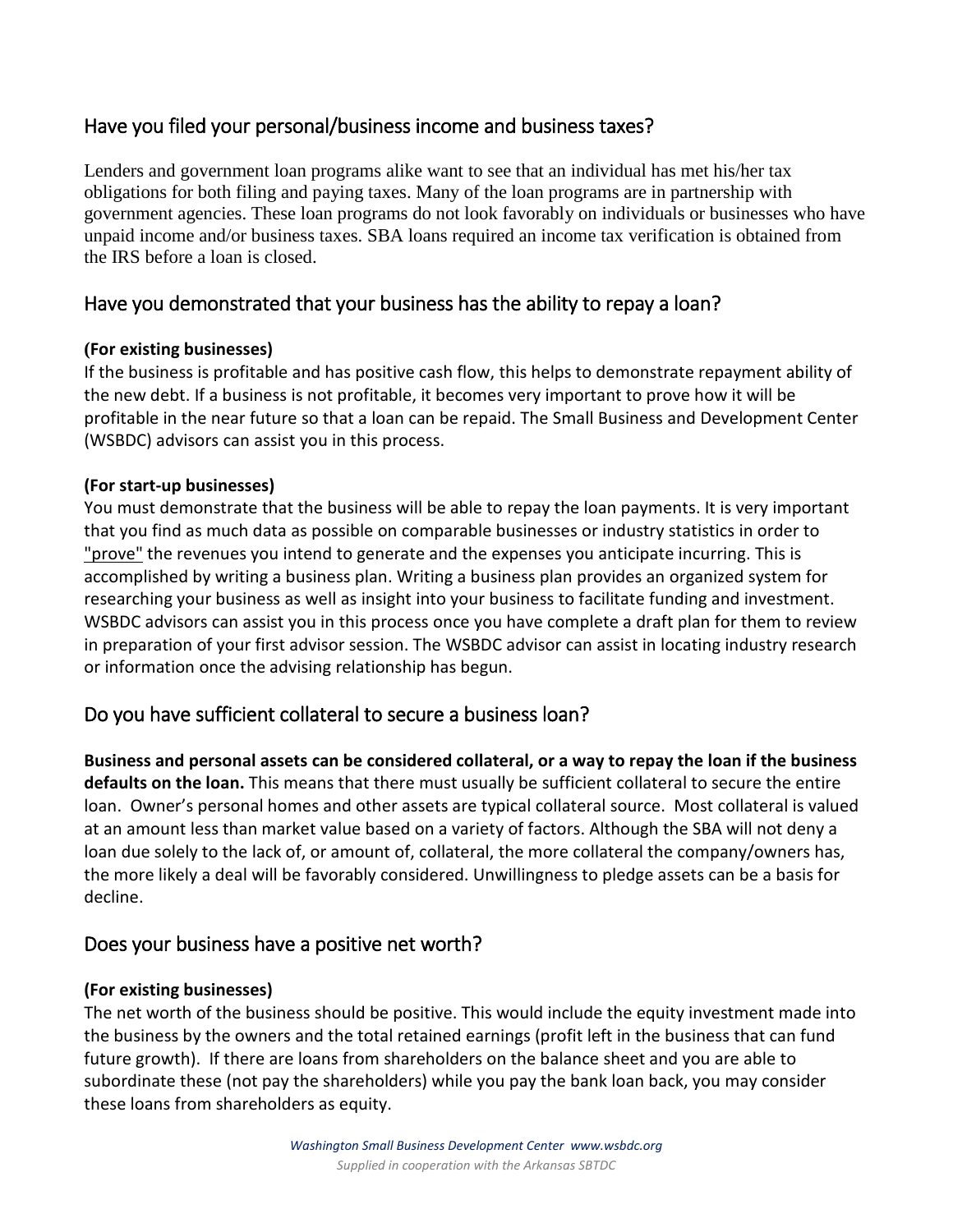## Have you filed your personal/business income and business taxes?

Lenders and government loan programs alike want to see that an individual has met his/her tax obligations for both filing and paying taxes. Many of the loan programs are in partnership with government agencies. These loan programs do not look favorably on individuals or businesses who have unpaid income and/or business taxes. SBA loans required an income tax verification is obtained from the IRS before a loan is closed.

## Have you demonstrated that your business has the ability to repay a loan?

**(For existing businesses)**
If the business is profitable and has positive cash flow, this helps to demonstrate repayment ability of the new debt. If a business is not profitable, it becomes very important to prove how it will be profitable in the near future so that a loan can be repaid. The Small Business and Development Center (WSBDC) advisors can assist you in this process.

**(For start-up businesses)**
You must demonstrate that the business will be able to repay the loan payments. It is very important that you find as much data as possible on comparable businesses or industry statistics in order to "prove" the revenues you intend to generate and the expenses you anticipate incurring. This is accomplished by writing a business plan. Writing a business plan provides an organized system for researching your business as well as insight into your business to facilitate funding and investment. WSBDC advisors can assist you in this process once you have complete a draft plan for them to review in preparation of your first advisor session. The WSBDC advisor can assist in locating industry research or information once the advising relationship has begun.

## Do you have sufficient collateral to secure a business loan?

**Business and personal assets can be considered collateral, or a way to repay the loan if the business defaults on the loan.** This means that there must usually be sufficient collateral to secure the entire loan. Owner's personal homes and other assets are typical collateral source. Most collateral is valued at an amount less than market value based on a variety of factors. Although the SBA will not deny a loan due solely to the lack of, or amount of, collateral, the more collateral the company/owners has, the more likely a deal will be favorably considered. Unwillingness to pledge assets can be a basis for decline.

## Does your business have a positive net worth?

**(For existing businesses)**
The net worth of the business should be positive. This would include the equity investment made into the business by the owners and the total retained earnings (profit left in the business that can fund future growth). If there are loans from shareholders on the balance sheet and you are able to subordinate these (not pay the shareholders) while you pay the bank loan back, you may consider these loans from shareholders as equity.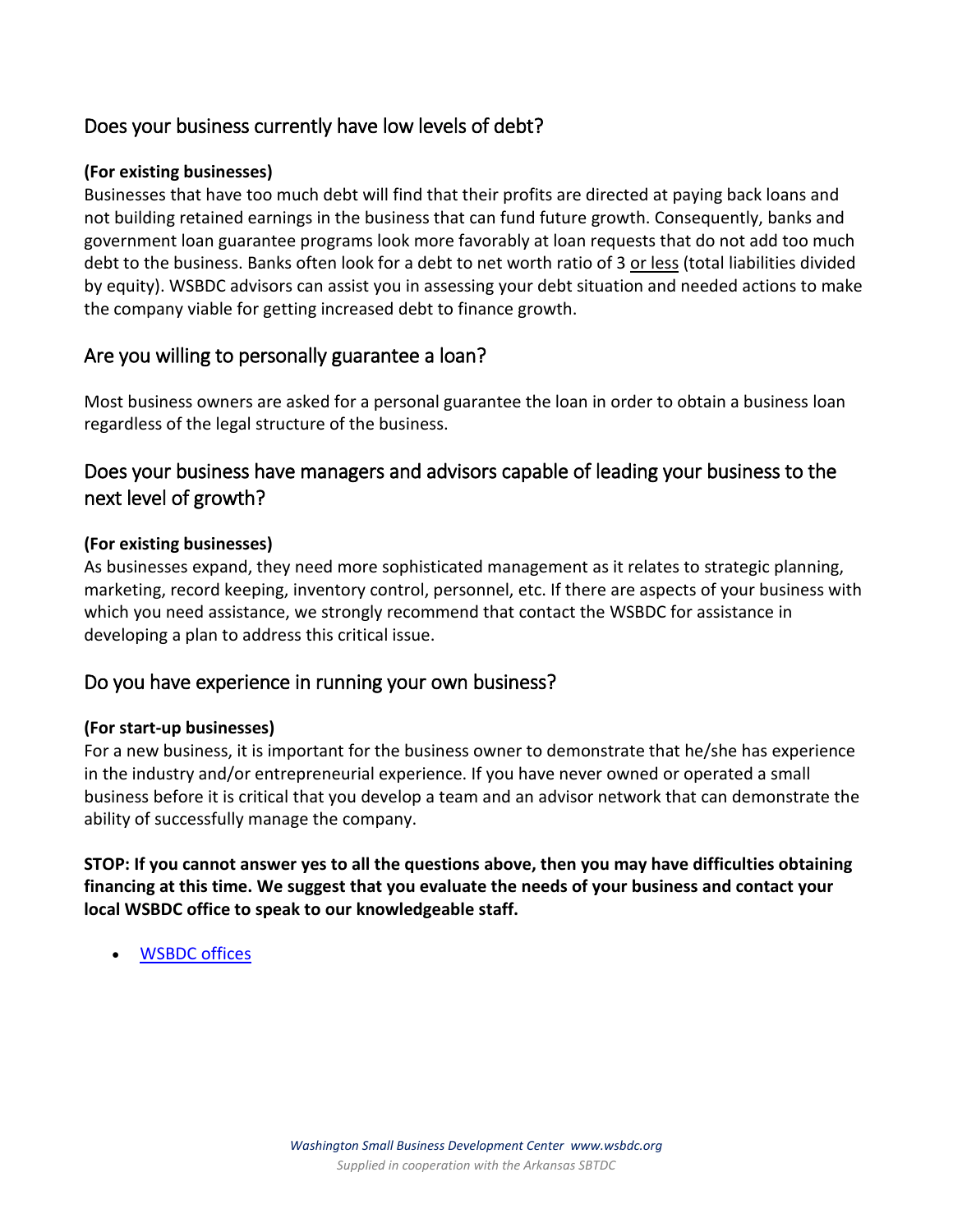## Does your business currently have low levels of debt?

**(For existing businesses)**
Businesses that have too much debt will find that their profits are directed at paying back loans and not building retained earnings in the business that can fund future growth. Consequently, banks and government loan guarantee programs look more favorably at loan requests that do not add too much debt to the business. Banks often look for a debt to net worth ratio of 3 or less (total liabilities divided by equity). WSBDC advisors can assist you in assessing your debt situation and needed actions to make the company viable for getting increased debt to finance growth.

## Are you willing to personally guarantee a loan?

Most business owners are asked for a personal guarantee the loan in order to obtain a business loan regardless of the legal structure of the business.

## Does your business have managers and advisors capable of leading your business to the next level of growth?

**(For existing businesses)**
As businesses expand, they need more sophisticated management as it relates to strategic planning, marketing, record keeping, inventory control, personnel, etc. If there are aspects of your business with which you need assistance, we strongly recommend that contact the WSBDC for assistance in developing a plan to address this critical issue.

## Do you have experience in running your own business?

**(For start-up businesses)**
For a new business, it is important for the business owner to demonstrate that he/she has experience in the industry and/or entrepreneurial experience. If you have never owned or operated a small business before it is critical that you develop a team and an advisor network that can demonstrate the ability of successfully manage the company.

**STOP: If you cannot answer yes to all the questions above, then you may have difficulties obtaining financing at this time. We suggest that you evaluate the needs of your business and contact your local WSBDC office to speak to our knowledgeable staff.**

- WSBDC offices

*Washington Small Business Development Center www.wsbdc.org*
*Supplied in cooperation with the Arkansas SBTDC*